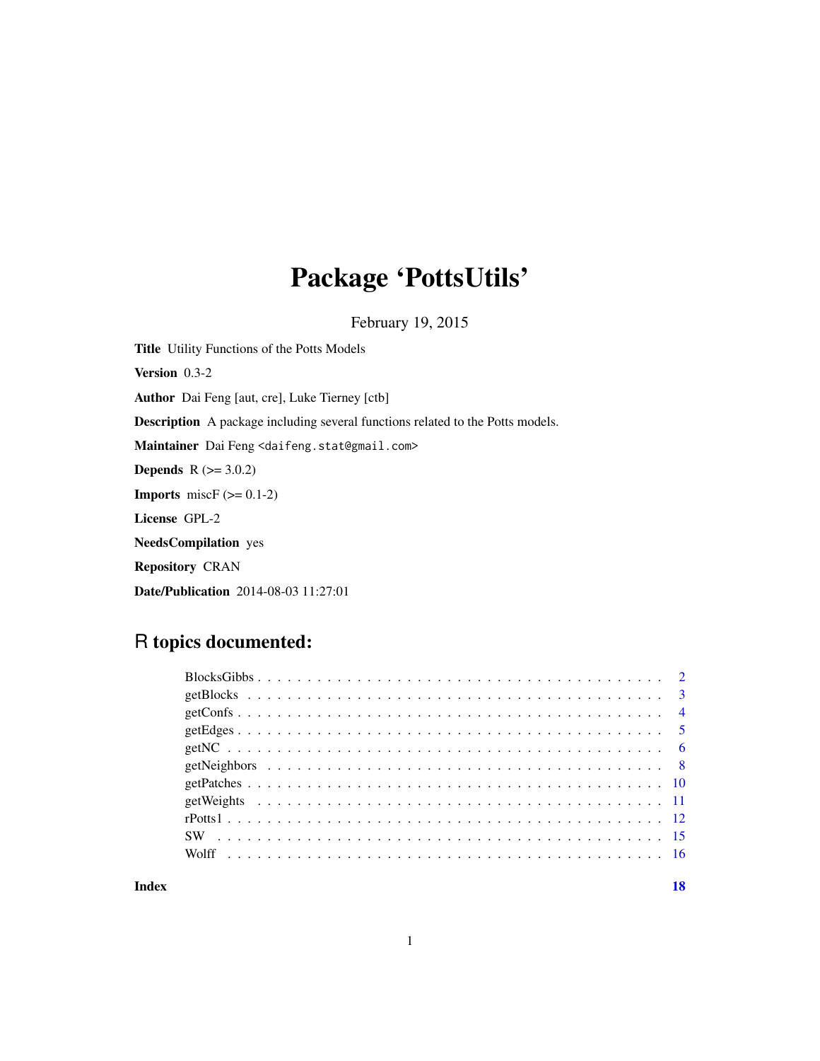# Package 'PottsUtils'

February 19, 2015

**Title** Utility Functions of the Potts Models

**Version** 0.3-2

**Author** Dai Feng [aut, cre], Luke Tierney [ctb]

**Description** A package including several functions related to the Potts models.

**Maintainer** Dai Feng <daifeng.stat@gmail.com>

**Depends** R (>= 3.0.2)

**Imports** miscF (>= 0.1-2)

**License** GPL-2

**NeedsCompilation** yes

**Repository** CRAN

**Date/Publication** 2014-08-03 11:27:01

## R topics documented:

- BlocksGibbs . . . . . . . . . . . . . . . . . . . . . . . . . . . . . . . . . . . . . . . . . 2
- getBlocks . . . . . . . . . . . . . . . . . . . . . . . . . . . . . . . . . . . . . . . . . . 3
- getConfs . . . . . . . . . . . . . . . . . . . . . . . . . . . . . . . . . . . . . . . . . . 4
- getEdges . . . . . . . . . . . . . . . . . . . . . . . . . . . . . . . . . . . . . . . . . . 5
- getNC . . . . . . . . . . . . . . . . . . . . . . . . . . . . . . . . . . . . . . . . . . . 6
- getNeighbors . . . . . . . . . . . . . . . . . . . . . . . . . . . . . . . . . . . . . . . 8
- getPatches . . . . . . . . . . . . . . . . . . . . . . . . . . . . . . . . . . . . . . . . 10
- getWeights . . . . . . . . . . . . . . . . . . . . . . . . . . . . . . . . . . . . . . . . 11
- rPotts1 . . . . . . . . . . . . . . . . . . . . . . . . . . . . . . . . . . . . . . . . . . 12
- SW . . . . . . . . . . . . . . . . . . . . . . . . . . . . . . . . . . . . . . . . . . . . 15
- Wolff . . . . . . . . . . . . . . . . . . . . . . . . . . . . . . . . . . . . . . . . . . . 16

**Index** **18**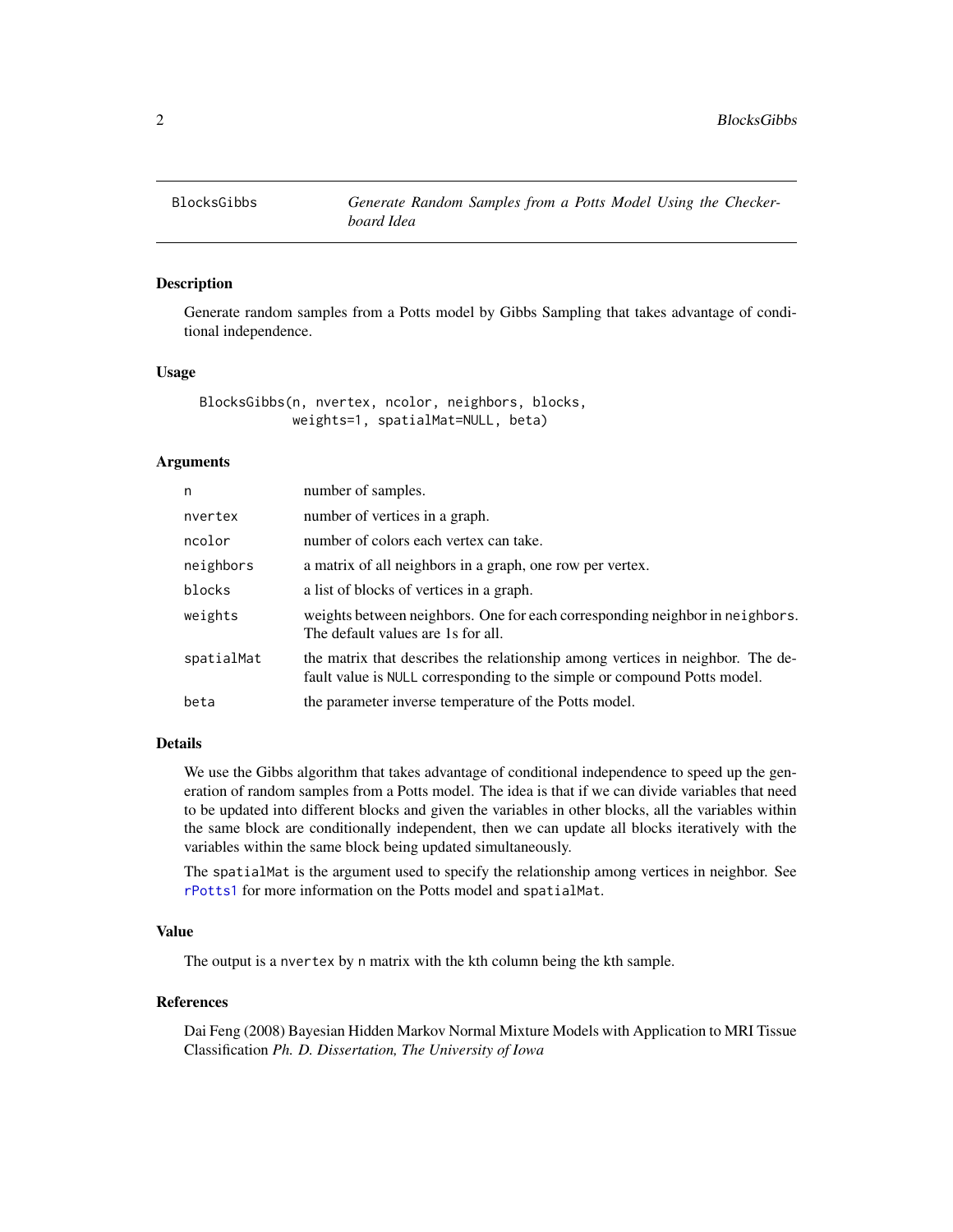# BlocksGibbs — *Generate Random Samples from a Potts Model Using the Checkerboard Idea*

## Description

Generate random samples from a Potts model by Gibbs Sampling that takes advantage of conditional independence.

## Usage

```
BlocksGibbs(n, nvertex, ncolor, neighbors, blocks,
            weights=1, spatialMat=NULL, beta)
```

## Arguments

| | |
|---|---|
| `n` | number of samples. |
| `nvertex` | number of vertices in a graph. |
| `ncolor` | number of colors each vertex can take. |
| `neighbors` | a matrix of all neighbors in a graph, one row per vertex. |
| `blocks` | a list of blocks of vertices in a graph. |
| `weights` | weights between neighbors. One for each corresponding neighbor in `neighbors`. The default values are 1s for all. |
| `spatialMat` | the matrix that describes the relationship among vertices in neighbor. The default value is `NULL` corresponding to the simple or compound Potts model. |
| `beta` | the parameter inverse temperature of the Potts model. |

## Details

We use the Gibbs algorithm that takes advantage of conditional independence to speed up the generation of random samples from a Potts model. The idea is that if we can divide variables that need to be updated into different blocks and given the variables in other blocks, all the variables within the same block are conditionally independent, then we can update all blocks iteratively with the variables within the same block being updated simultaneously.

The `spatialMat` is the argument used to specify the relationship among vertices in neighbor. See `rPotts1` for more information on the Potts model and `spatialMat`.

## Value

The output is a `nvertex` by `n` matrix with the kth column being the kth sample.

## References

Dai Feng (2008) Bayesian Hidden Markov Normal Mixture Models with Application to MRI Tissue Classification *Ph. D. Dissertation, The University of Iowa*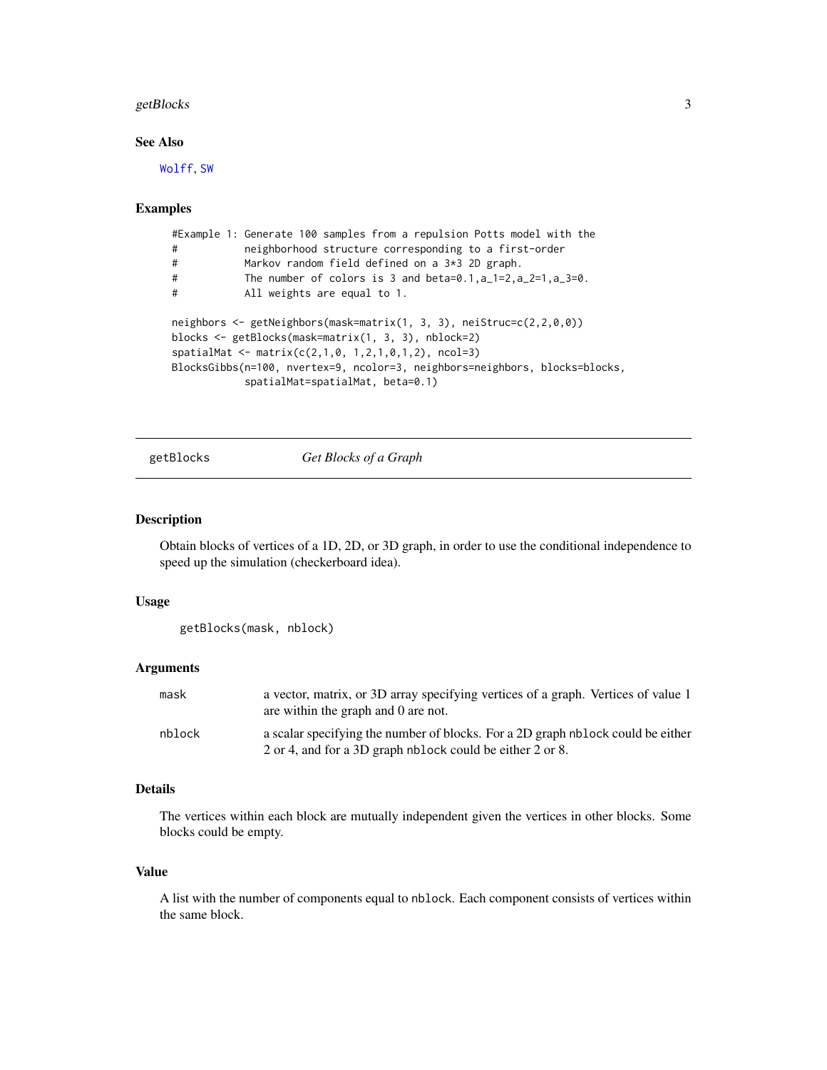## See Also

Wolff, SW

## Examples

```
#Example 1: Generate 100 samples from a repulsion Potts model with the
#           neighborhood structure corresponding to a first-order
#           Markov random field defined on a 3*3 2D graph.
#           The number of colors is 3 and beta=0.1,a_1=2,a_2=1,a_3=0.
#           All weights are equal to 1.

neighbors <- getNeighbors(mask=matrix(1, 3, 3), neiStruc=c(2,2,0,0))
blocks <- getBlocks(mask=matrix(1, 3, 3), nblock=2)
spatialMat <- matrix(c(2,1,0, 1,2,1,0,1,2), ncol=3)
BlocksGibbs(n=100, nvertex=9, ncolor=3, neighbors=neighbors, blocks=blocks,
            spatialMat=spatialMat, beta=0.1)
```

---

# getBlocks *Get Blocks of a Graph*

## Description

Obtain blocks of vertices of a 1D, 2D, or 3D graph, in order to use the conditional independence to speed up the simulation (checkerboard idea).

## Usage

```
getBlocks(mask, nblock)
```

## Arguments

| | |
|---|---|
| mask | a vector, matrix, or 3D array specifying vertices of a graph. Vertices of value 1 are within the graph and 0 are not. |
| nblock | a scalar specifying the number of blocks. For a 2D graph nblock could be either 2 or 4, and for a 3D graph nblock could be either 2 or 8. |

## Details

The vertices within each block are mutually independent given the vertices in other blocks. Some blocks could be empty.

## Value

A list with the number of components equal to nblock. Each component consists of vertices within the same block.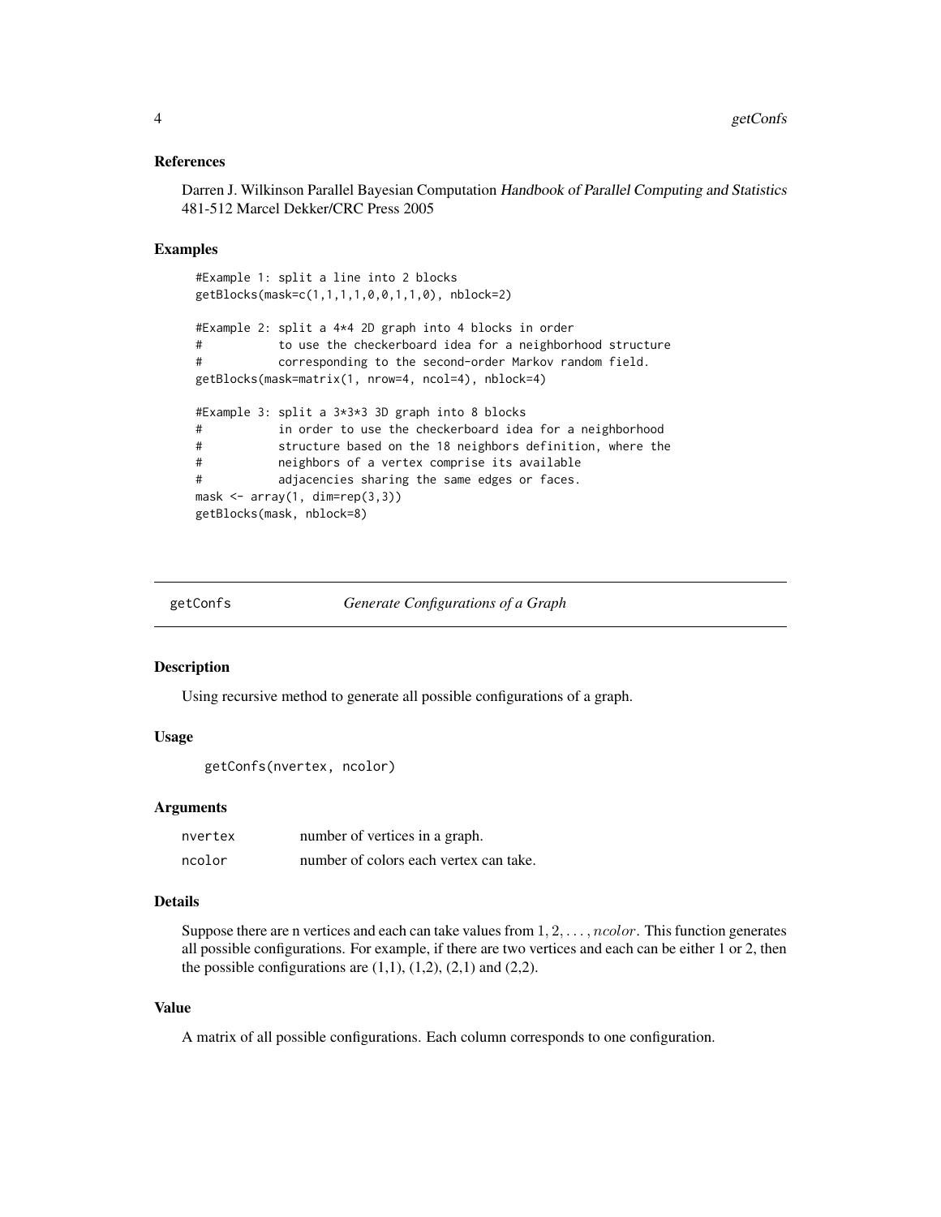### References

Darren J. Wilkinson Parallel Bayesian Computation *Handbook of Parallel Computing and Statistics* 481-512 Marcel Dekker/CRC Press 2005

### Examples

```
#Example 1: split a line into 2 blocks
getBlocks(mask=c(1,1,1,1,0,0,1,1,0), nblock=2)

#Example 2: split a 4*4 2D graph into 4 blocks in order
#           to use the checkerboard idea for a neighborhood structure
#           corresponding to the second-order Markov random field.
getBlocks(mask=matrix(1, nrow=4, ncol=4), nblock=4)

#Example 3: split a 3*3*3 3D graph into 8 blocks
#           in order to use the checkerboard idea for a neighborhood
#           structure based on the 18 neighbors definition, where the
#           neighbors of a vertex comprise its available
#           adjacencies sharing the same edges or faces.
mask <- array(1, dim=rep(3,3))
getBlocks(mask, nblock=8)
```

---

## getConfs — *Generate Configurations of a Graph*

### Description

Using recursive method to generate all possible configurations of a graph.

### Usage

```
getConfs(nvertex, ncolor)
```

### Arguments

| | |
|---|---|
| nvertex | number of vertices in a graph. |
| ncolor | number of colors each vertex can take. |

### Details

Suppose there are n vertices and each can take values from $1, 2, \ldots, ncolor$. This function generates all possible configurations. For example, if there are two vertices and each can be either 1 or 2, then the possible configurations are (1,1), (1,2), (2,1) and (2,2).

### Value

A matrix of all possible configurations. Each column corresponds to one configuration.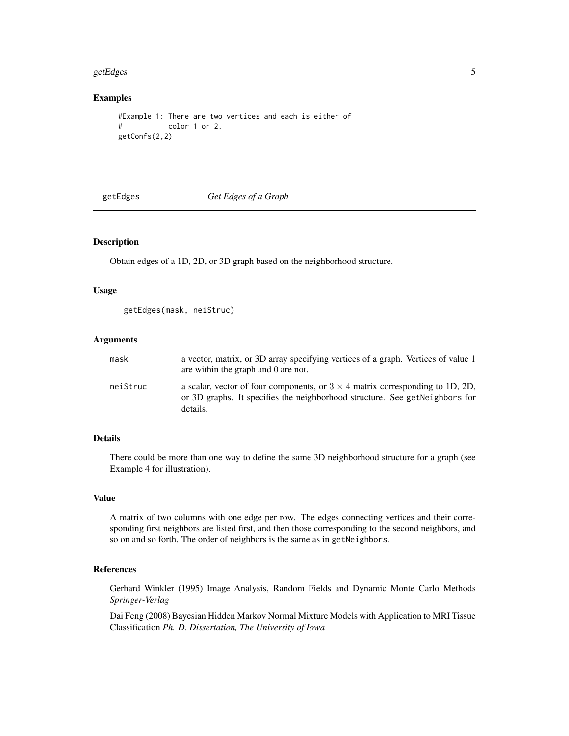## Examples

```
#Example 1: There are two vertices and each is either of
#           color 1 or 2.
getConfs(2,2)
```

---

## getEdges *Get Edges of a Graph*

---

### Description

Obtain edges of a 1D, 2D, or 3D graph based on the neighborhood structure.

### Usage

```
getEdges(mask, neiStruc)
```

### Arguments

| | |
|---|---|
| mask | a vector, matrix, or 3D array specifying vertices of a graph. Vertices of value 1 are within the graph and 0 are not. |
| neiStruc | a scalar, vector of four components, or $3 \times 4$ matrix corresponding to 1D, 2D, or 3D graphs. It specifies the neighborhood structure. See getNeighbors for details. |

### Details

There could be more than one way to define the same 3D neighborhood structure for a graph (see Example 4 for illustration).

### Value

A matrix of two columns with one edge per row. The edges connecting vertices and their corresponding first neighbors are listed first, and then those corresponding to the second neighbors, and so on and so forth. The order of neighbors is the same as in getNeighbors.

### References

Gerhard Winkler (1995) Image Analysis, Random Fields and Dynamic Monte Carlo Methods *Springer-Verlag*

Dai Feng (2008) Bayesian Hidden Markov Normal Mixture Models with Application to MRI Tissue Classification *Ph. D. Dissertation, The University of Iowa*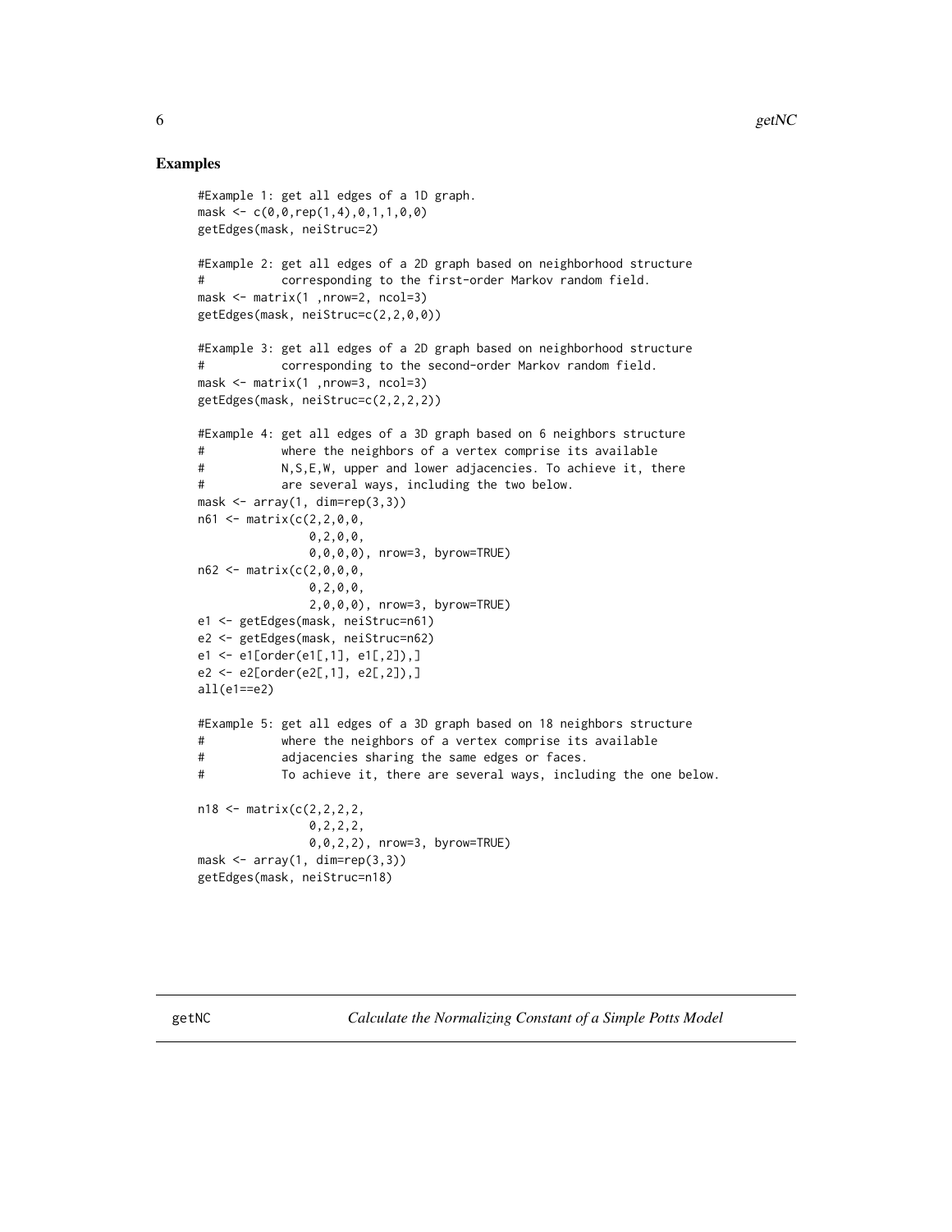## Examples

```
#Example 1: get all edges of a 1D graph.
mask <- c(0,0,rep(1,4),0,1,1,0,0)
getEdges(mask, neiStruc=2)

#Example 2: get all edges of a 2D graph based on neighborhood structure
#           corresponding to the first-order Markov random field.
mask <- matrix(1 ,nrow=2, ncol=3)
getEdges(mask, neiStruc=c(2,2,0,0))

#Example 3: get all edges of a 2D graph based on neighborhood structure
#           corresponding to the second-order Markov random field.
mask <- matrix(1 ,nrow=3, ncol=3)
getEdges(mask, neiStruc=c(2,2,2,2))

#Example 4: get all edges of a 3D graph based on 6 neighbors structure
#           where the neighbors of a vertex comprise its available
#           N,S,E,W, upper and lower adjacencies. To achieve it, there
#           are several ways, including the two below.
mask <- array(1, dim=rep(3,3))
n61 <- matrix(c(2,2,0,0,
                0,2,0,0,
                0,0,0,0), nrow=3, byrow=TRUE)
n62 <- matrix(c(2,0,0,0,
                0,2,0,0,
                2,0,0,0), nrow=3, byrow=TRUE)
e1 <- getEdges(mask, neiStruc=n61)
e2 <- getEdges(mask, neiStruc=n62)
e1 <- e1[order(e1[,1], e1[,2]),]
e2 <- e2[order(e2[,1], e2[,2]),]
all(e1==e2)

#Example 5: get all edges of a 3D graph based on 18 neighbors structure
#           where the neighbors of a vertex comprise its available
#           adjacencies sharing the same edges or faces.
#           To achieve it, there are several ways, including the one below.

n18 <- matrix(c(2,2,2,2,
                0,2,2,2,
                0,0,2,2), nrow=3, byrow=TRUE)
mask <- array(1, dim=rep(3,3))
getEdges(mask, neiStruc=n18)
```

---

getNC *Calculate the Normalizing Constant of a Simple Potts Model*

---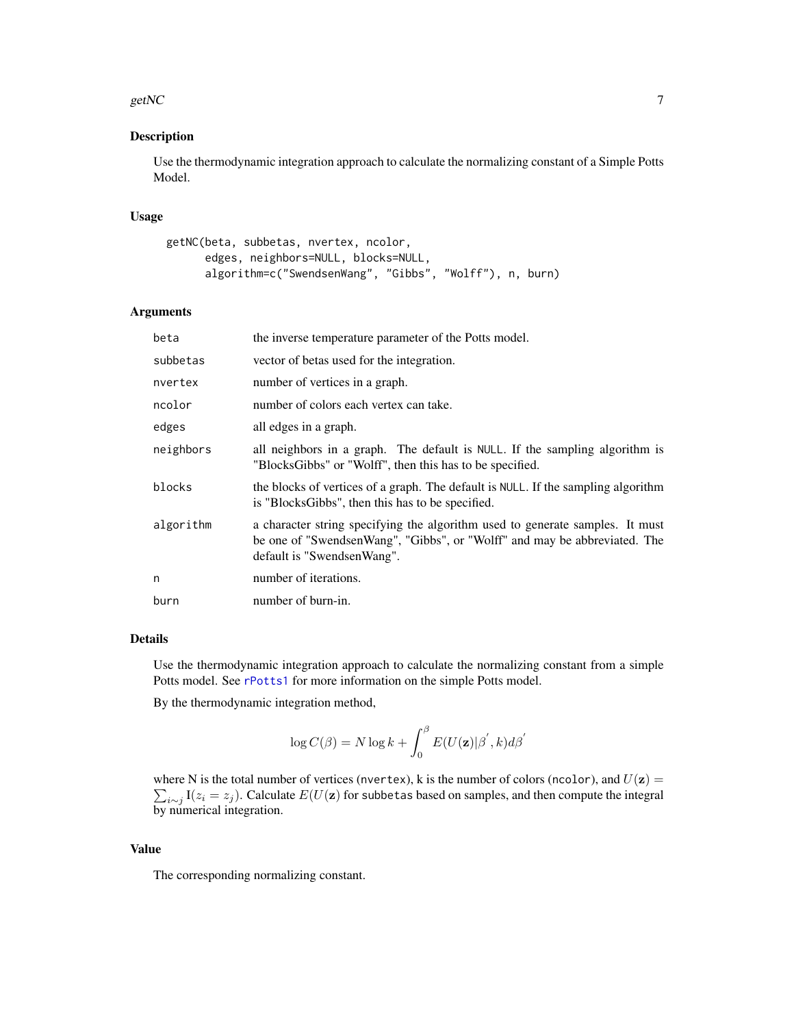## Description

Use the thermodynamic integration approach to calculate the normalizing constant of a Simple Potts Model.

## Usage

```
getNC(beta, subbetas, nvertex, ncolor,
      edges, neighbors=NULL, blocks=NULL,
      algorithm=c("SwendsenWang", "Gibbs", "Wolff"), n, burn)
```

## Arguments

| | |
|---|---|
| `beta` | the inverse temperature parameter of the Potts model. |
| `subbetas` | vector of betas used for the integration. |
| `nvertex` | number of vertices in a graph. |
| `ncolor` | number of colors each vertex can take. |
| `edges` | all edges in a graph. |
| `neighbors` | all neighbors in a graph. The default is `NULL`. If the sampling algorithm is "BlocksGibbs" or "Wolff", then this has to be specified. |
| `blocks` | the blocks of vertices of a graph. The default is `NULL`. If the sampling algorithm is "BlocksGibbs", then this has to be specified. |
| `algorithm` | a character string specifying the algorithm used to generate samples. It must be one of "SwendsenWang", "Gibbs", or "Wolff" and may be abbreviated. The default is "SwendsenWang". |
| `n` | number of iterations. |
| `burn` | number of burn-in. |

## Details

Use the thermodynamic integration approach to calculate the normalizing constant from a simple Potts model. See `rPotts1` for more information on the simple Potts model.

By the thermodynamic integration method,

$$\log C(\beta) = N \log k + \int_0^{\beta} E(U(\mathbf{z})|\beta', k) d\beta'$$

where N is the total number of vertices (`nvertex`), k is the number of colors (`ncolor`), and $U(\mathbf{z}) = \sum_{i \sim j} \mathrm{I}(z_i = z_j)$. Calculate $E(U(\mathbf{z}))$ for `subbetas` based on samples, and then compute the integral by numerical integration.

## Value

The corresponding normalizing constant.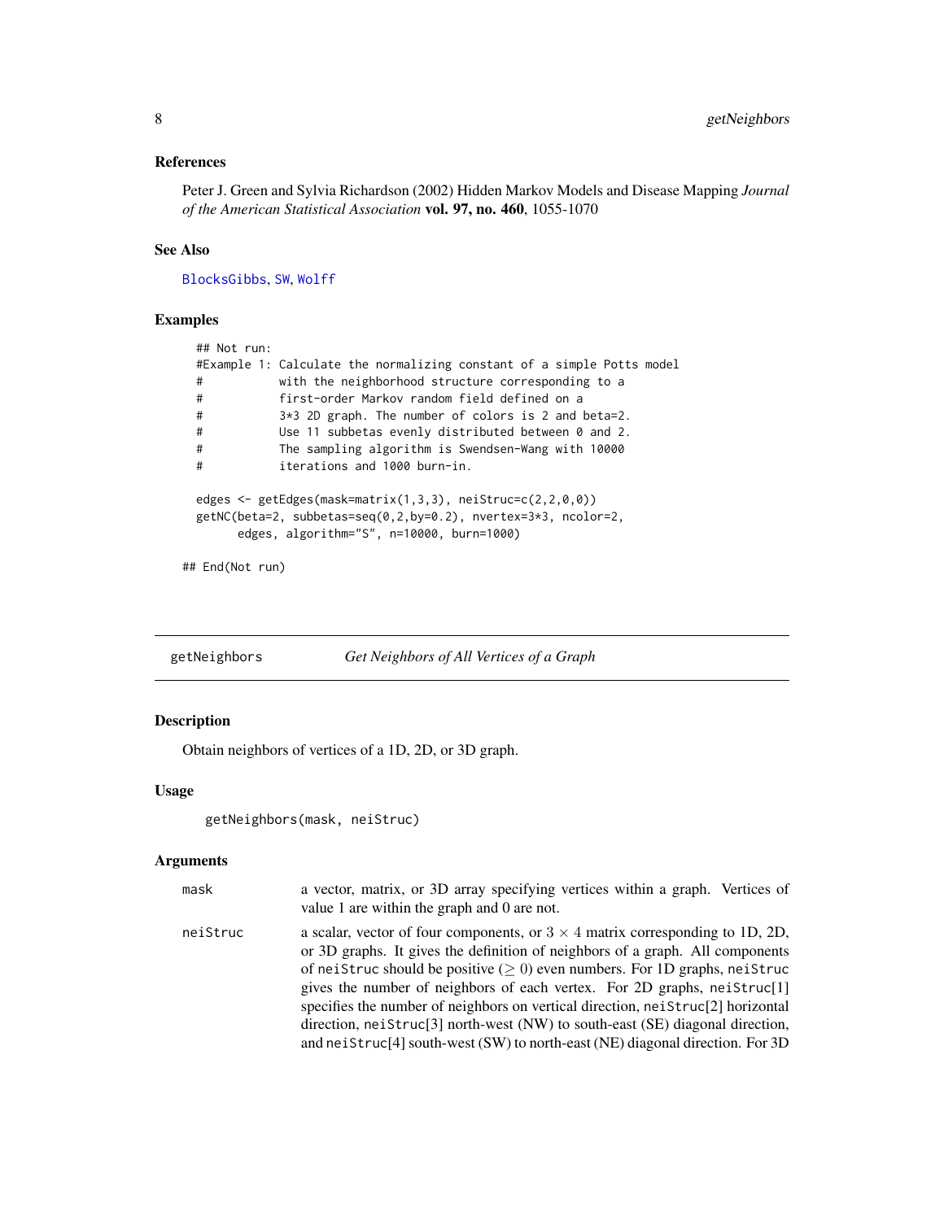### References

Peter J. Green and Sylvia Richardson (2002) Hidden Markov Models and Disease Mapping *Journal of the American Statistical Association* **vol. 97, no. 460**, 1055-1070

### See Also

BlocksGibbs, SW, Wolff

### Examples

```
## Not run:
#Example 1: Calculate the normalizing constant of a simple Potts model
#           with the neighborhood structure corresponding to a
#           first-order Markov random field defined on a
#           3*3 2D graph. The number of colors is 2 and beta=2.
#           Use 11 subbetas evenly distributed between 0 and 2.
#           The sampling algorithm is Swendsen-Wang with 10000
#           iterations and 1000 burn-in.

edges <- getEdges(mask=matrix(1,3,3), neiStruc=c(2,2,0,0))
getNC(beta=2, subbetas=seq(0,2,by=0.2), nvertex=3*3, ncolor=2,
      edges, algorithm="S", n=10000, burn=1000)

## End(Not run)
```

---

## getNeighbors — *Get Neighbors of All Vertices of a Graph*

### Description

Obtain neighbors of vertices of a 1D, 2D, or 3D graph.

### Usage

```
getNeighbors(mask, neiStruc)
```

### Arguments

| | |
|---|---|
| mask | a vector, matrix, or 3D array specifying vertices within a graph. Vertices of value 1 are within the graph and 0 are not. |
| neiStruc | a scalar, vector of four components, or $3 \times 4$ matrix corresponding to 1D, 2D, or 3D graphs. It gives the definition of neighbors of a graph. All components of neiStruc should be positive ($\geq 0$) even numbers. For 1D graphs, neiStruc gives the number of neighbors of each vertex. For 2D graphs, neiStruc[1] specifies the number of neighbors on vertical direction, neiStruc[2] horizontal direction, neiStruc[3] north-west (NW) to south-east (SE) diagonal direction, and neiStruc[4] south-west (SW) to north-east (NE) diagonal direction. For 3D |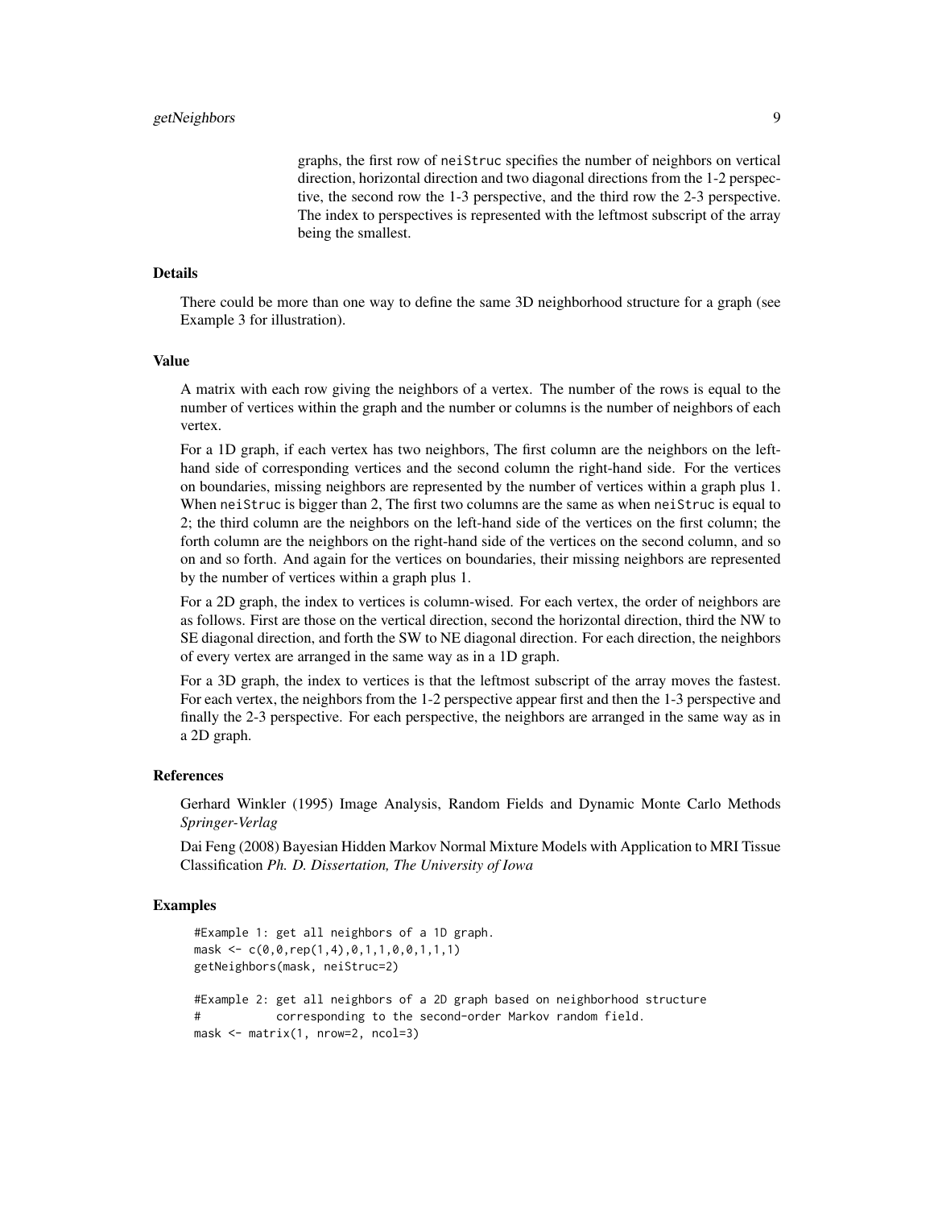graphs, the first row of neiStruc specifies the number of neighbors on vertical direction, horizontal direction and two diagonal directions from the 1-2 perspective, the second row the 1-3 perspective, and the third row the 2-3 perspective. The index to perspectives is represented with the leftmost subscript of the array being the smallest.

## Details

There could be more than one way to define the same 3D neighborhood structure for a graph (see Example 3 for illustration).

## Value

A matrix with each row giving the neighbors of a vertex. The number of the rows is equal to the number of vertices within the graph and the number or columns is the number of neighbors of each vertex.

For a 1D graph, if each vertex has two neighbors, The first column are the neighbors on the left-hand side of corresponding vertices and the second column the right-hand side. For the vertices on boundaries, missing neighbors are represented by the number of vertices within a graph plus 1. When neiStruc is bigger than 2, The first two columns are the same as when neiStruc is equal to 2; the third column are the neighbors on the left-hand side of the vertices on the first column; the forth column are the neighbors on the right-hand side of the vertices on the second column, and so on and so forth. And again for the vertices on boundaries, their missing neighbors are represented by the number of vertices within a graph plus 1.

For a 2D graph, the index to vertices is column-wised. For each vertex, the order of neighbors are as follows. First are those on the vertical direction, second the horizontal direction, third the NW to SE diagonal direction, and forth the SW to NE diagonal direction. For each direction, the neighbors of every vertex are arranged in the same way as in a 1D graph.

For a 3D graph, the index to vertices is that the leftmost subscript of the array moves the fastest. For each vertex, the neighbors from the 1-2 perspective appear first and then the 1-3 perspective and finally the 2-3 perspective. For each perspective, the neighbors are arranged in the same way as in a 2D graph.

## References

Gerhard Winkler (1995) Image Analysis, Random Fields and Dynamic Monte Carlo Methods *Springer-Verlag*

Dai Feng (2008) Bayesian Hidden Markov Normal Mixture Models with Application to MRI Tissue Classification *Ph. D. Dissertation, The University of Iowa*

## Examples

```
#Example 1: get all neighbors of a 1D graph.
mask <- c(0,0,rep(1,4),0,1,1,0,0,1,1,1)
getNeighbors(mask, neiStruc=2)

#Example 2: get all neighbors of a 2D graph based on neighborhood structure
#           corresponding to the second-order Markov random field.
mask <- matrix(1, nrow=2, ncol=3)
```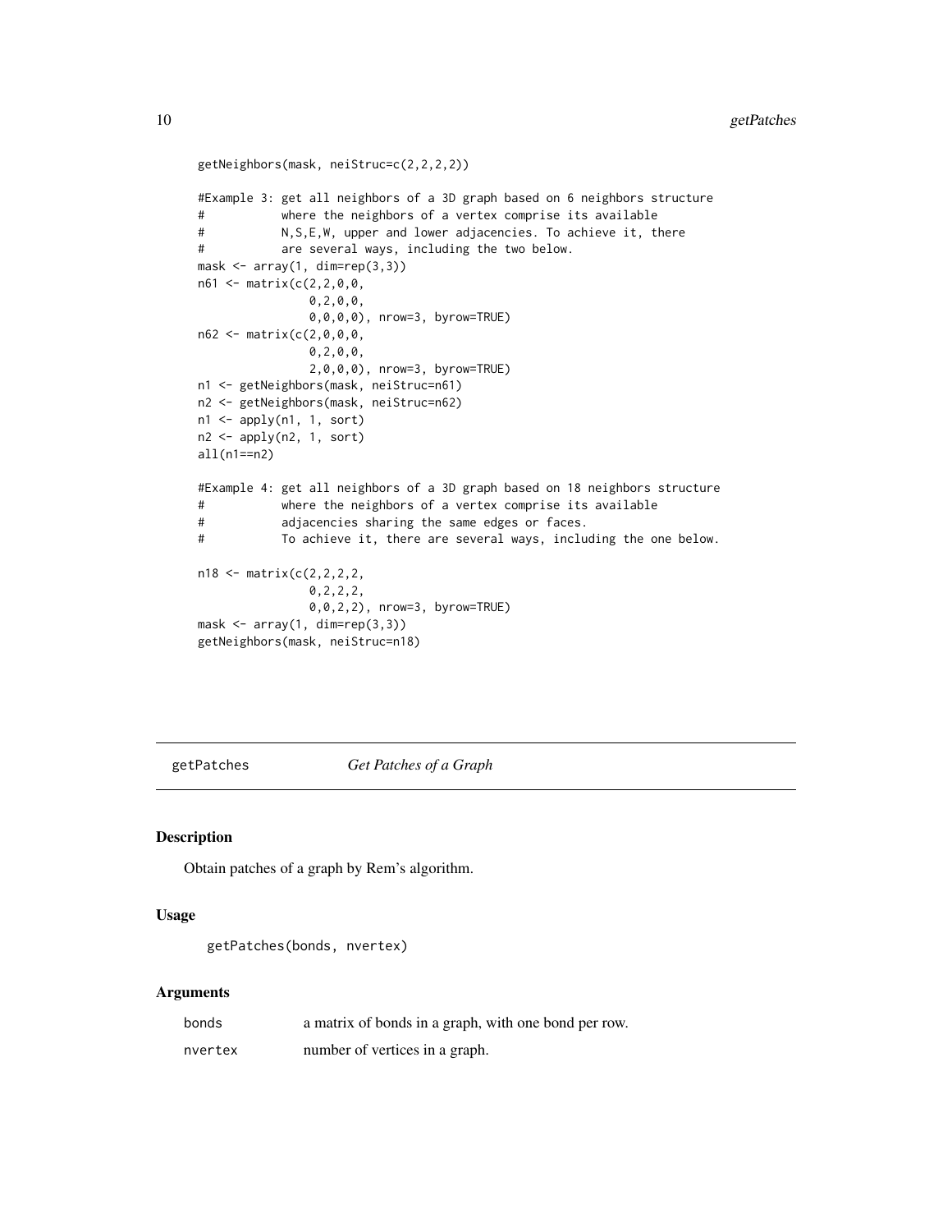```
getNeighbors(mask, neiStruc=c(2,2,2,2))

#Example 3: get all neighbors of a 3D graph based on 6 neighbors structure
#           where the neighbors of a vertex comprise its available
#           N,S,E,W, upper and lower adjacencies. To achieve it, there
#           are several ways, including the two below.
mask <- array(1, dim=rep(3,3))
n61 <- matrix(c(2,2,0,0,
                0,2,0,0,
                0,0,0,0), nrow=3, byrow=TRUE)
n62 <- matrix(c(2,0,0,0,
                0,2,0,0,
                2,0,0,0), nrow=3, byrow=TRUE)
n1 <- getNeighbors(mask, neiStruc=n61)
n2 <- getNeighbors(mask, neiStruc=n62)
n1 <- apply(n1, 1, sort)
n2 <- apply(n2, 1, sort)
all(n1==n2)

#Example 4: get all neighbors of a 3D graph based on 18 neighbors structure
#           where the neighbors of a vertex comprise its available
#           adjacencies sharing the same edges or faces.
#           To achieve it, there are several ways, including the one below.

n18 <- matrix(c(2,2,2,2,
                0,2,2,2,
                0,0,2,2), nrow=3, byrow=TRUE)
mask <- array(1, dim=rep(3,3))
getNeighbors(mask, neiStruc=n18)
```

## getPatches *Get Patches of a Graph*

### Description

Obtain patches of a graph by Rem's algorithm.

### Usage

```
getPatches(bonds, nvertex)
```

### Arguments

| | |
|---|---|
| bonds | a matrix of bonds in a graph, with one bond per row. |
| nvertex | number of vertices in a graph. |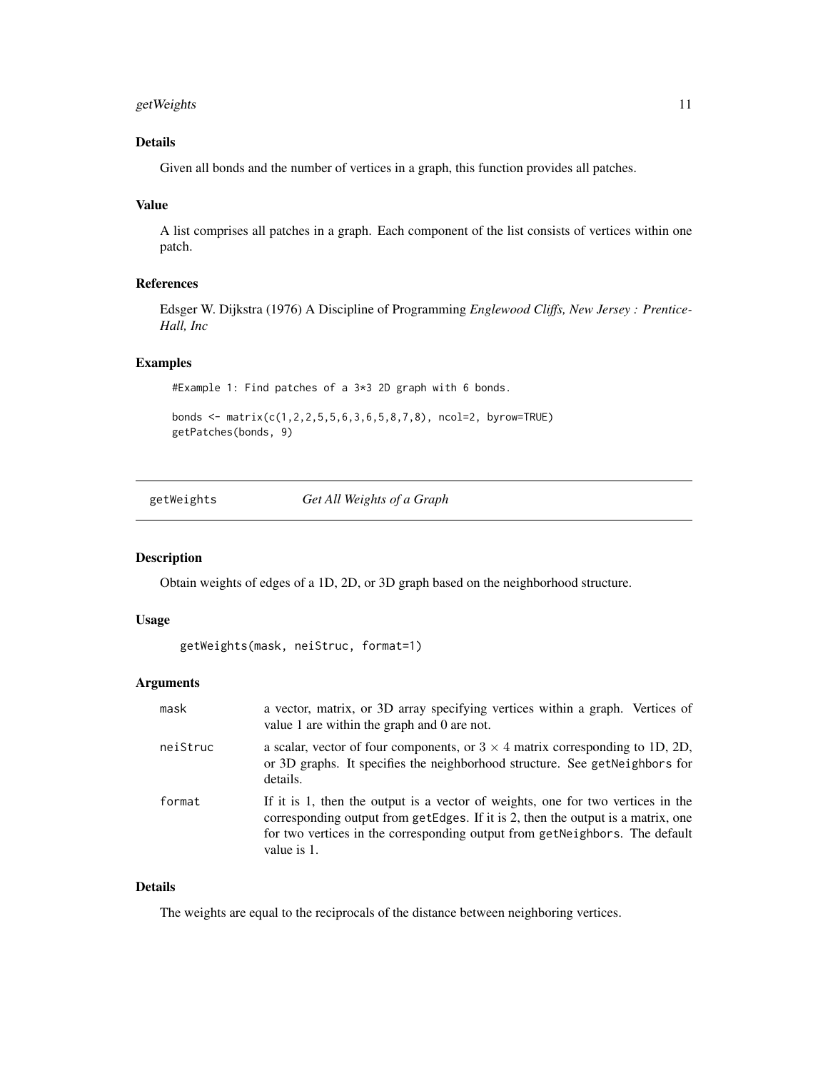### Details

Given all bonds and the number of vertices in a graph, this function provides all patches.

### Value

A list comprises all patches in a graph. Each component of the list consists of vertices within one patch.

### References

Edsger W. Dijkstra (1976) A Discipline of Programming *Englewood Cliffs, New Jersey : Prentice-Hall, Inc*

### Examples

```
#Example 1: Find patches of a 3*3 2D graph with 6 bonds.

bonds <- matrix(c(1,2,2,5,5,6,3,6,5,8,7,8), ncol=2, byrow=TRUE)
getPatches(bonds, 9)
```

---

## getWeights — *Get All Weights of a Graph*

---

### Description

Obtain weights of edges of a 1D, 2D, or 3D graph based on the neighborhood structure.

### Usage

```
getWeights(mask, neiStruc, format=1)
```

### Arguments

| | |
|---|---|
| mask | a vector, matrix, or 3D array specifying vertices within a graph. Vertices of value 1 are within the graph and 0 are not. |
| neiStruc | a scalar, vector of four components, or $3 \times 4$ matrix corresponding to 1D, 2D, or 3D graphs. It specifies the neighborhood structure. See `getNeighbors` for details. |
| format | If it is 1, then the output is a vector of weights, one for two vertices in the corresponding output from `getEdges`. If it is 2, then the output is a matrix, one for two vertices in the corresponding output from `getNeighbors`. The default value is 1. |

### Details

The weights are equal to the reciprocals of the distance between neighboring vertices.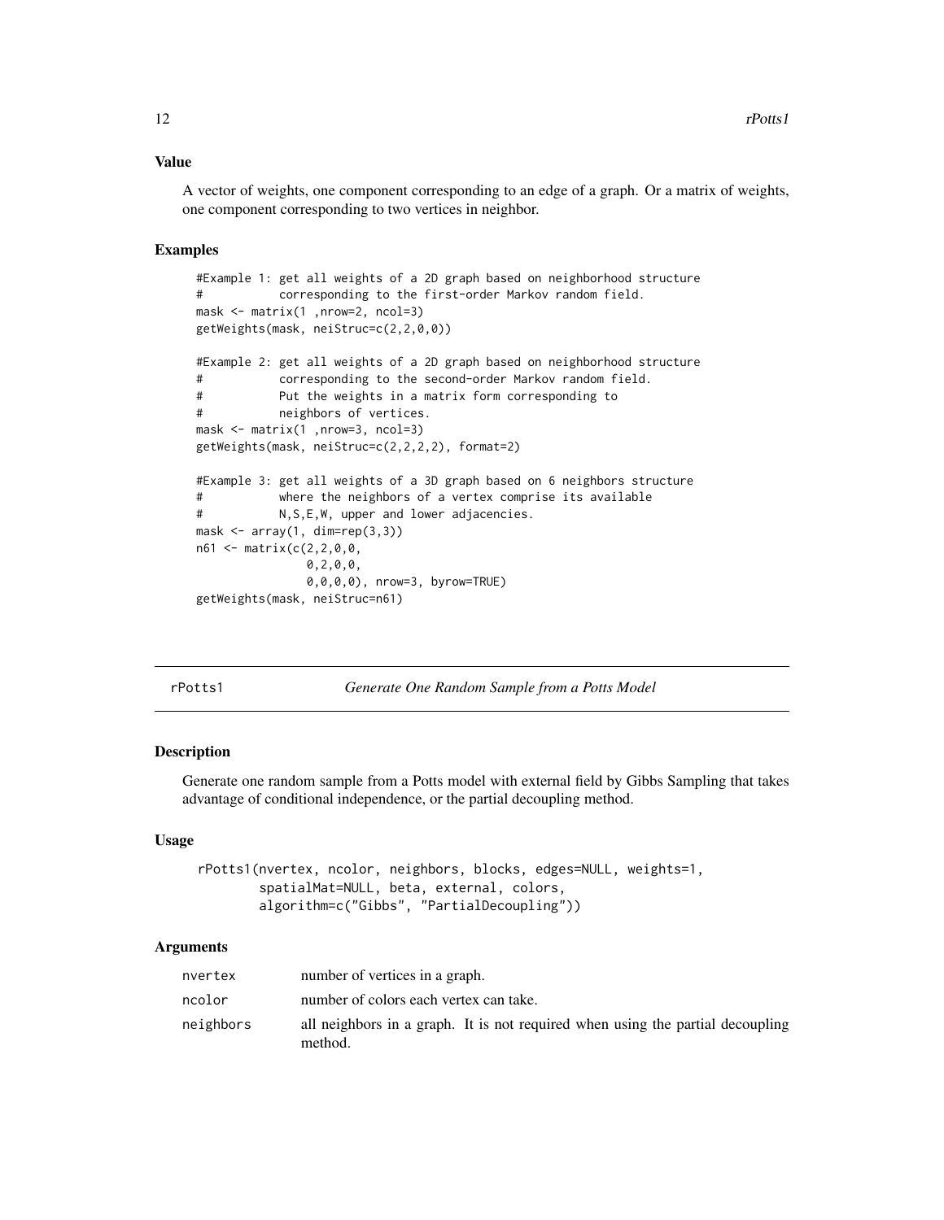### Value

A vector of weights, one component corresponding to an edge of a graph. Or a matrix of weights, one component corresponding to two vertices in neighbor.

### Examples

```
#Example 1: get all weights of a 2D graph based on neighborhood structure
#           corresponding to the first-order Markov random field.
mask <- matrix(1 ,nrow=2, ncol=3)
getWeights(mask, neiStruc=c(2,2,0,0))

#Example 2: get all weights of a 2D graph based on neighborhood structure
#           corresponding to the second-order Markov random field.
#           Put the weights in a matrix form corresponding to
#           neighbors of vertices.
mask <- matrix(1 ,nrow=3, ncol=3)
getWeights(mask, neiStruc=c(2,2,2,2), format=2)

#Example 3: get all weights of a 3D graph based on 6 neighbors structure
#           where the neighbors of a vertex comprise its available
#           N,S,E,W, upper and lower adjacencies.
mask <- array(1, dim=rep(3,3))
n61 <- matrix(c(2,2,0,0,
                0,2,0,0,
                0,0,0,0), nrow=3, byrow=TRUE)
getWeights(mask, neiStruc=n61)
```

---

## rPotts1 — *Generate One Random Sample from a Potts Model*

### Description

Generate one random sample from a Potts model with external field by Gibbs Sampling that takes advantage of conditional independence, or the partial decoupling method.

### Usage

```
rPotts1(nvertex, ncolor, neighbors, blocks, edges=NULL, weights=1,
        spatialMat=NULL, beta, external, colors,
        algorithm=c("Gibbs", "PartialDecoupling"))
```

### Arguments

| | |
|---|---|
| nvertex | number of vertices in a graph. |
| ncolor | number of colors each vertex can take. |
| neighbors | all neighbors in a graph. It is not required when using the partial decoupling method. |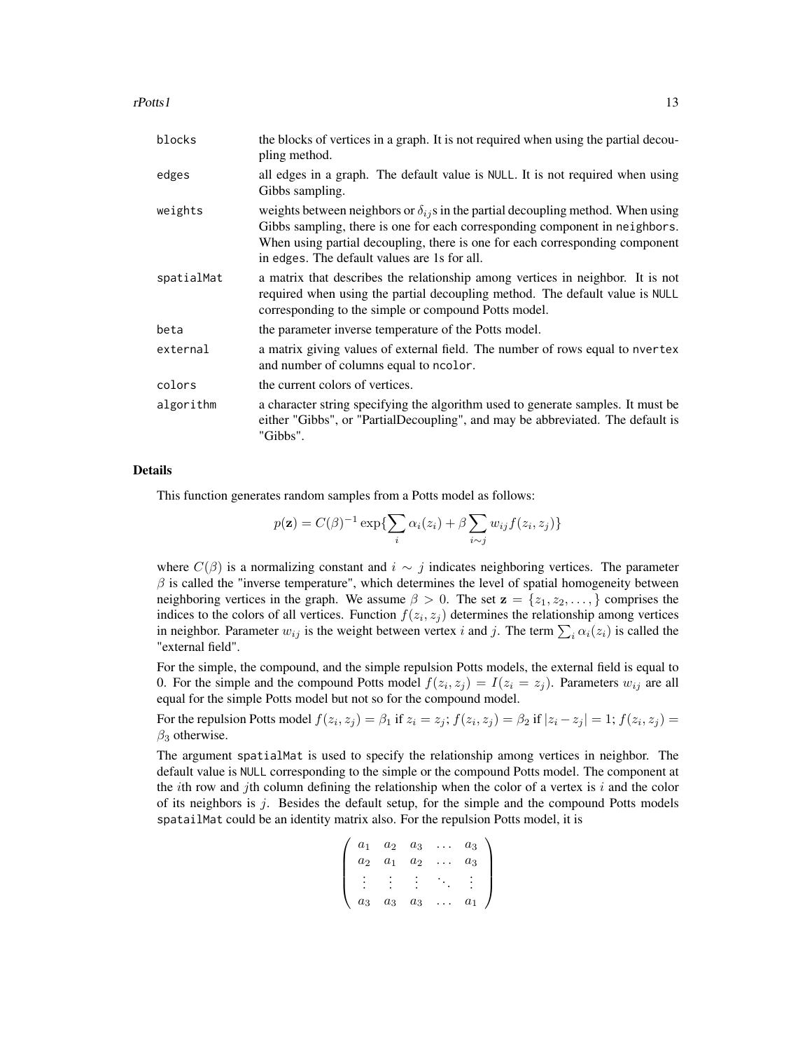| | |
|---|---|
| blocks | the blocks of vertices in a graph. It is not required when using the partial decoupling method. |
| edges | all edges in a graph. The default value is NULL. It is not required when using Gibbs sampling. |
| weights | weights between neighbors or $\delta_{ij}$s in the partial decoupling method. When using Gibbs sampling, there is one for each corresponding component in neighbors. When using partial decoupling, there is one for each corresponding component in edges. The default values are 1s for all. |
| spatialMat | a matrix that describes the relationship among vertices in neighbor. It is not required when using the partial decoupling method. The default value is NULL corresponding to the simple or compound Potts model. |
| beta | the parameter inverse temperature of the Potts model. |
| external | a matrix giving values of external field. The number of rows equal to nvertex and number of columns equal to ncolor. |
| colors | the current colors of vertices. |
| algorithm | a character string specifying the algorithm used to generate samples. It must be either "Gibbs", or "PartialDecoupling", and may be abbreviated. The default is "Gibbs". |

## Details

This function generates random samples from a Potts model as follows:

$$p(\mathbf{z}) = C(\beta)^{-1} \exp\{\sum_i \alpha_i(z_i) + \beta \sum_{i \sim j} w_{ij} f(z_i, z_j)\}$$

where $C(\beta)$ is a normalizing constant and $i \sim j$ indicates neighboring vertices. The parameter $\beta$ is called the "inverse temperature", which determines the level of spatial homogeneity between neighboring vertices in the graph. We assume $\beta > 0$. The set $\mathbf{z} = \{z_1, z_2, \ldots, \}$ comprises the indices to the colors of all vertices. Function $f(z_i, z_j)$ determines the relationship among vertices in neighbor. Parameter $w_{ij}$ is the weight between vertex $i$ and $j$. The term $\sum_i \alpha_i(z_i)$ is called the "external field".

For the simple, the compound, and the simple repulsion Potts models, the external field is equal to 0. For the simple and the compound Potts model $f(z_i, z_j) = I(z_i = z_j)$. Parameters $w_{ij}$ are all equal for the simple Potts model but not so for the compound model.

For the repulsion Potts model $f(z_i, z_j) = \beta_1$ if $z_i = z_j$; $f(z_i, z_j) = \beta_2$ if $|z_i - z_j| = 1$; $f(z_i, z_j) = \beta_3$ otherwise.

The argument spatialMat is used to specify the relationship among vertices in neighbor. The default value is NULL corresponding to the simple or the compound Potts model. The component at the $i$th row and $j$th column defining the relationship when the color of a vertex is $i$ and the color of its neighbors is $j$. Besides the default setup, for the simple and the compound Potts models spatailMat could be an identity matrix also. For the repulsion Potts model, it is

$$\begin{pmatrix} a_1 & a_2 & a_3 & \ldots & a_3 \\ a_2 & a_1 & a_2 & \ldots & a_3 \\ \vdots & \vdots & \vdots & \ddots & \vdots \\ a_3 & a_3 & a_3 & \ldots & a_1 \end{pmatrix}$$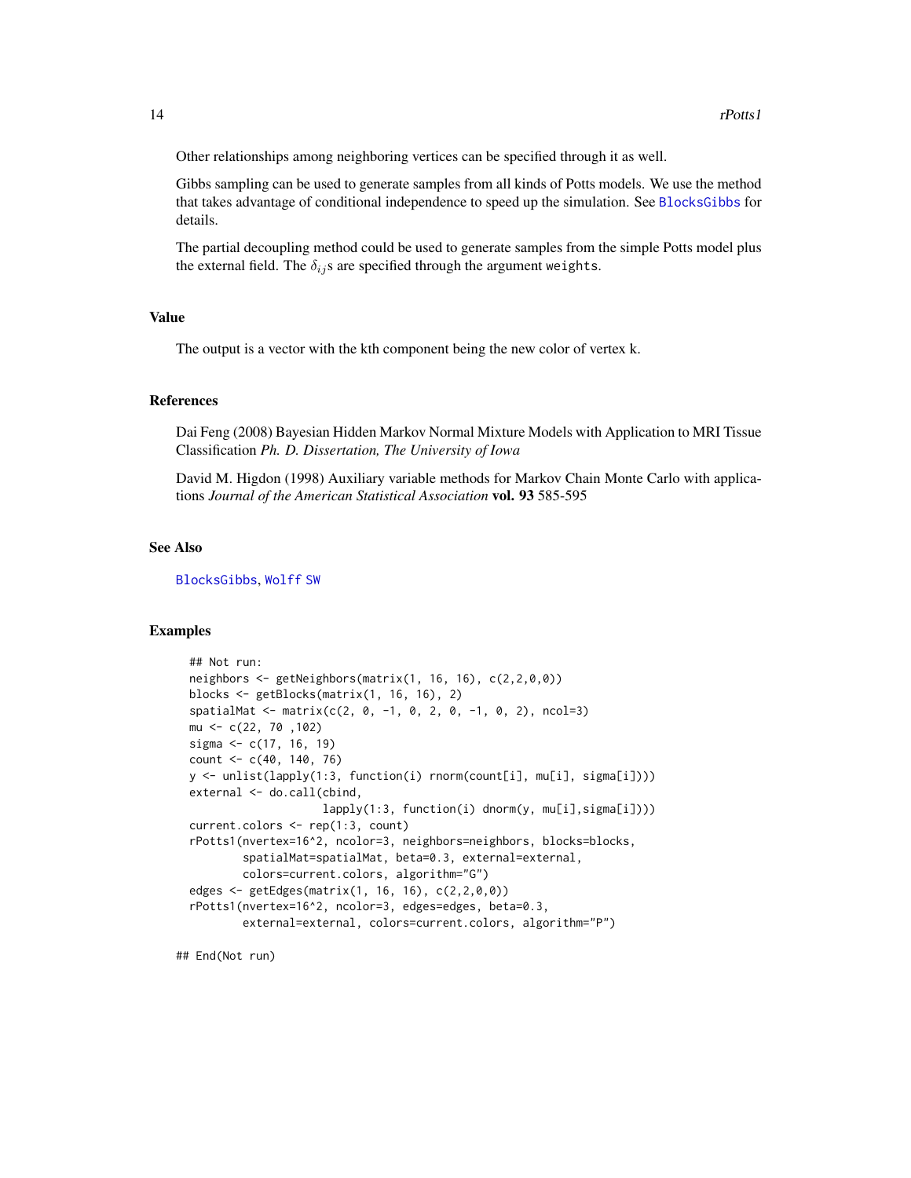Other relationships among neighboring vertices can be specified through it as well.

Gibbs sampling can be used to generate samples from all kinds of Potts models. We use the method that takes advantage of conditional independence to speed up the simulation. See BlocksGibbs for details.

The partial decoupling method could be used to generate samples from the simple Potts model plus the external field. The $\delta_{ij}$s are specified through the argument `weights`.

## Value

The output is a vector with the kth component being the new color of vertex k.

## References

Dai Feng (2008) Bayesian Hidden Markov Normal Mixture Models with Application to MRI Tissue Classification *Ph. D. Dissertation, The University of Iowa*

David M. Higdon (1998) Auxiliary variable methods for Markov Chain Monte Carlo with applications *Journal of the American Statistical Association* **vol. 93** 585-595

## See Also

BlocksGibbs, Wolff SW

## Examples

```
## Not run:
neighbors <- getNeighbors(matrix(1, 16, 16), c(2,2,0,0))
blocks <- getBlocks(matrix(1, 16, 16), 2)
spatialMat <- matrix(c(2, 0, -1, 0, 2, 0, -1, 0, 2), ncol=3)
mu <- c(22, 70 ,102)
sigma <- c(17, 16, 19)
count <- c(40, 140, 76)
y <- unlist(lapply(1:3, function(i) rnorm(count[i], mu[i], sigma[i])))
external <- do.call(cbind,
                    lapply(1:3, function(i) dnorm(y, mu[i],sigma[i])))
current.colors <- rep(1:3, count)
rPotts1(nvertex=16^2, ncolor=3, neighbors=neighbors, blocks=blocks,
        spatialMat=spatialMat, beta=0.3, external=external,
        colors=current.colors, algorithm="G")
edges <- getEdges(matrix(1, 16, 16), c(2,2,0,0))
rPotts1(nvertex=16^2, ncolor=3, edges=edges, beta=0.3,
        external=external, colors=current.colors, algorithm="P")

## End(Not run)
```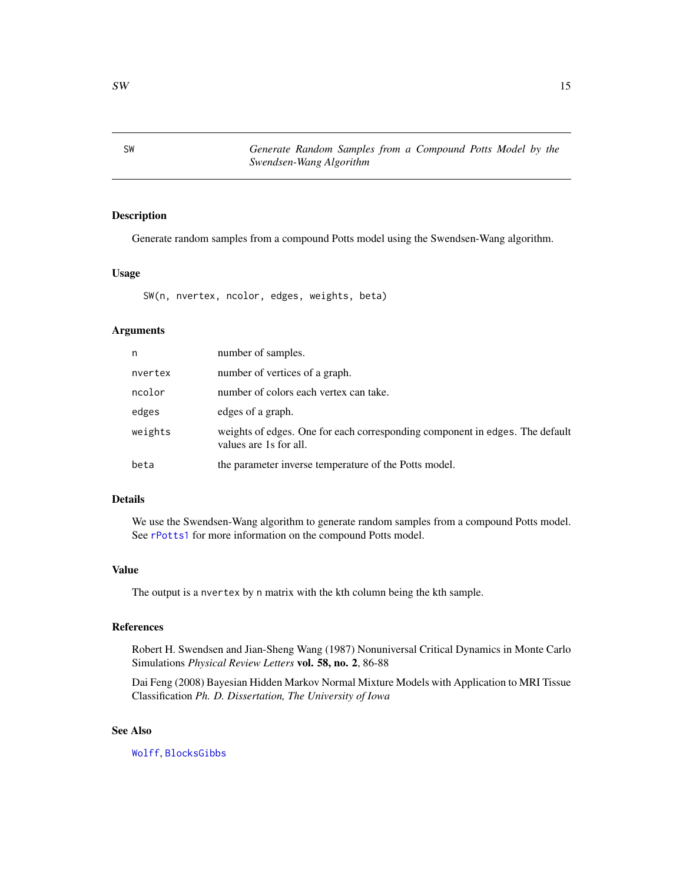# SW — Generate Random Samples from a Compound Potts Model by the Swendsen-Wang Algorithm

## Description

Generate random samples from a compound Potts model using the Swendsen-Wang algorithm.

## Usage

```
SW(n, nvertex, ncolor, edges, weights, beta)
```

## Arguments

| | |
|---|---|
| n | number of samples. |
| nvertex | number of vertices of a graph. |
| ncolor | number of colors each vertex can take. |
| edges | edges of a graph. |
| weights | weights of edges. One for each corresponding component in `edges`. The default values are 1s for all. |
| beta | the parameter inverse temperature of the Potts model. |

## Details

We use the Swendsen-Wang algorithm to generate random samples from a compound Potts model. See `rPotts1` for more information on the compound Potts model.

## Value

The output is a `nvertex` by `n` matrix with the kth column being the kth sample.

## References

Robert H. Swendsen and Jian-Sheng Wang (1987) Nonuniversal Critical Dynamics in Monte Carlo Simulations *Physical Review Letters* **vol. 58, no. 2**, 86-88

Dai Feng (2008) Bayesian Hidden Markov Normal Mixture Models with Application to MRI Tissue Classification *Ph. D. Dissertation, The University of Iowa*

## See Also

`Wolff`, `BlocksGibbs`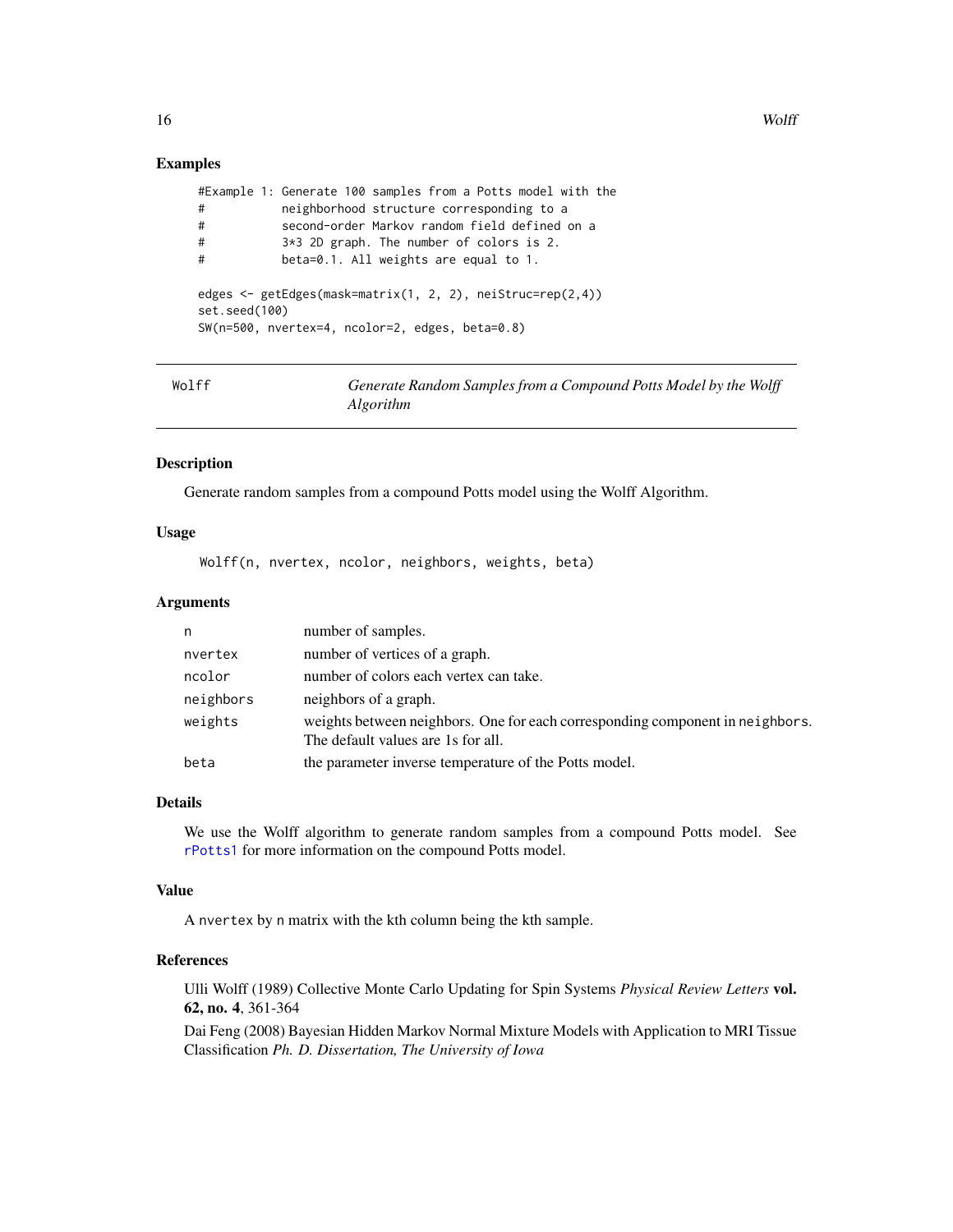## Examples

```
#Example 1: Generate 100 samples from a Potts model with the
#           neighborhood structure corresponding to a
#           second-order Markov random field defined on a
#           3*3 2D graph. The number of colors is 2.
#           beta=0.1. All weights are equal to 1.

edges <- getEdges(mask=matrix(1, 2, 2), neiStruc=rep(2,4))
set.seed(100)
SW(n=500, nvertex=4, ncolor=2, edges, beta=0.8)
```

---

# Wolff — *Generate Random Samples from a Compound Potts Model by the Wolff Algorithm*

---

## Description

Generate random samples from a compound Potts model using the Wolff Algorithm.

## Usage

```
Wolff(n, nvertex, ncolor, neighbors, weights, beta)
```

## Arguments

| | |
|---|---|
| n | number of samples. |
| nvertex | number of vertices of a graph. |
| ncolor | number of colors each vertex can take. |
| neighbors | neighbors of a graph. |
| weights | weights between neighbors. One for each corresponding component in neighbors. The default values are 1s for all. |
| beta | the parameter inverse temperature of the Potts model. |

## Details

We use the Wolff algorithm to generate random samples from a compound Potts model. See rPotts1 for more information on the compound Potts model.

## Value

A nvertex by n matrix with the kth column being the kth sample.

## References

Ulli Wolff (1989) Collective Monte Carlo Updating for Spin Systems *Physical Review Letters* **vol. 62, no. 4**, 361-364

Dai Feng (2008) Bayesian Hidden Markov Normal Mixture Models with Application to MRI Tissue Classification *Ph. D. Dissertation, The University of Iowa*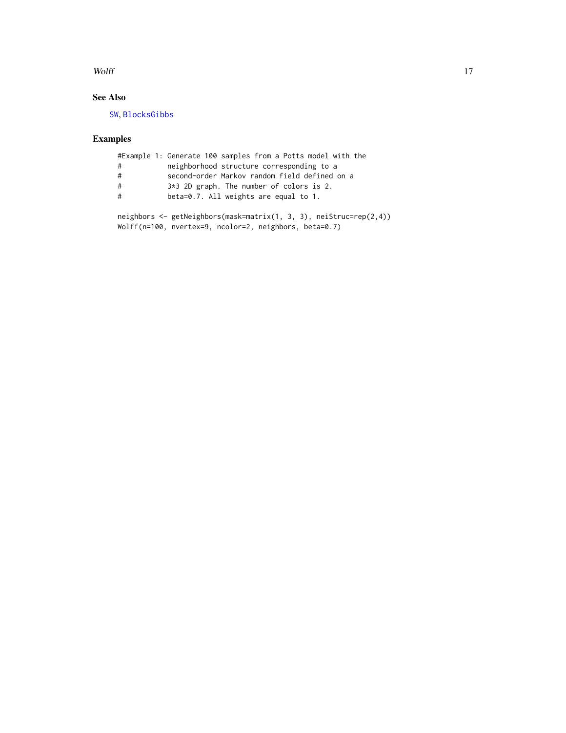## See Also

SW, BlocksGibbs

## Examples

```
#Example 1: Generate 100 samples from a Potts model with the
#           neighborhood structure corresponding to a
#           second-order Markov random field defined on a
#           3*3 2D graph. The number of colors is 2.
#           beta=0.7. All weights are equal to 1.

neighbors <- getNeighbors(mask=matrix(1, 3, 3), neiStruc=rep(2,4))
Wolff(n=100, nvertex=9, ncolor=2, neighbors, beta=0.7)
```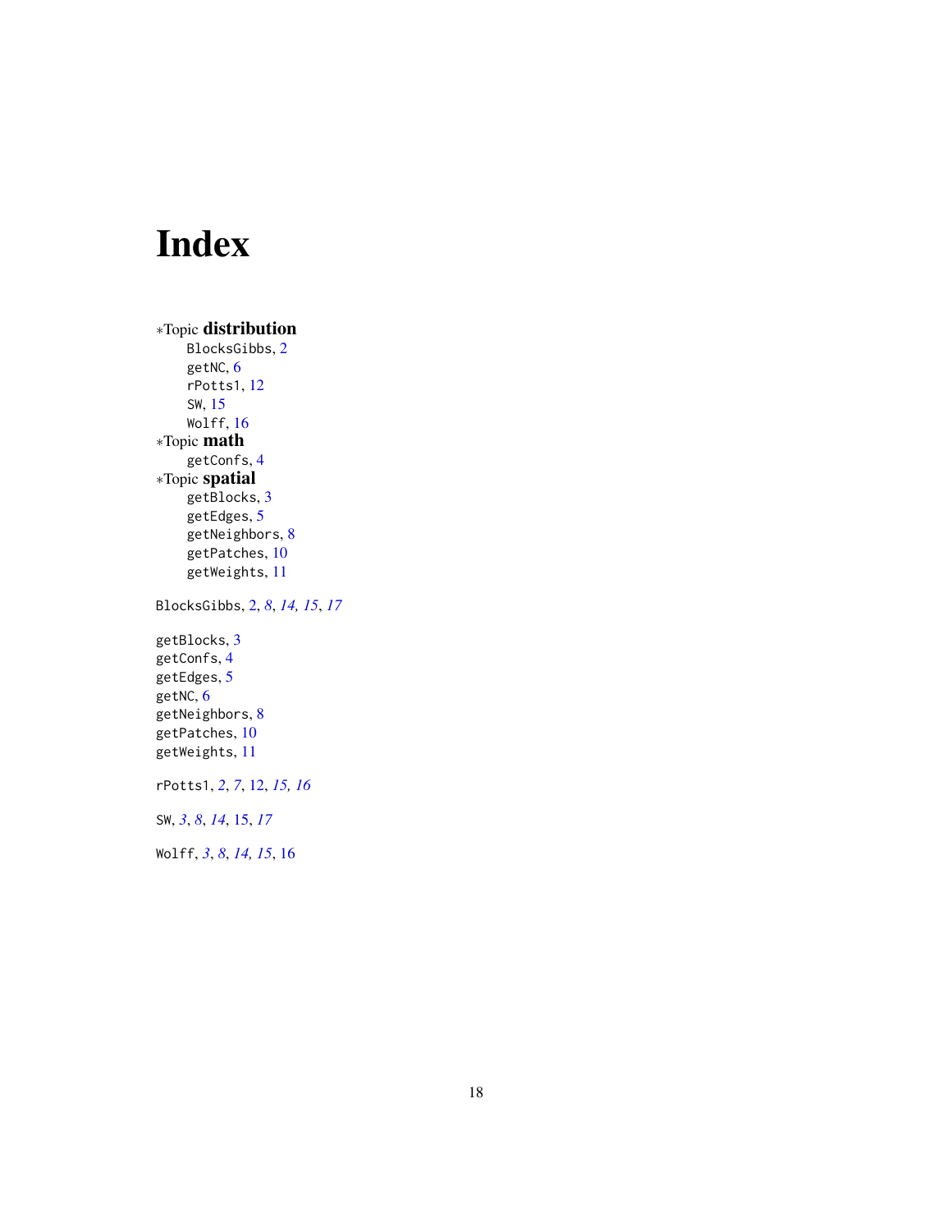# Index

*Topic **distribution**
  BlocksGibbs, 2
  getNC, 6
  rPotts1, 12
  SW, 15
  Wolff, 16

*Topic **math**
  getConfs, 4

*Topic **spatial**
  getBlocks, 3
  getEdges, 5
  getNeighbors, 8
  getPatches, 10
  getWeights, 11

BlocksGibbs, 2, *8*, *14, 15*, *17*

getBlocks, 3
getConfs, 4
getEdges, 5
getNC, 6
getNeighbors, 8
getPatches, 10
getWeights, 11

rPotts1, *2*, *7*, 12, *15, 16*

SW, *3*, *8*, *14*, 15, *17*

Wolff, *3*, *8*, *14, 15*, 16